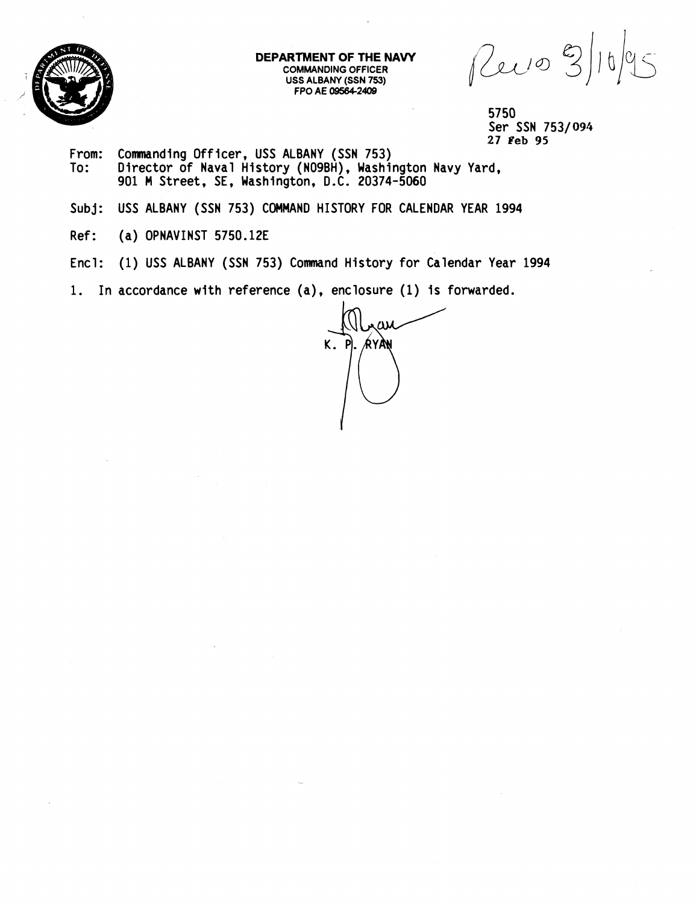**DEPARTMENT OF THE NAVY**
COMMANDING OFFICER
USS ALBANY (SSN 753)
FPO AE 09564-2409

Recv 3/10/95

5750
Ser SSN 753/094
27 Feb 95

From: Commanding Officer, USS ALBANY (SSN 753)
To: Director of Naval History (N09BH), Washington Navy Yard, 901 M Street, SE, Washington, D.C. 20374-5060

Subj: USS ALBANY (SSN 753) COMMAND HISTORY FOR CALENDAR YEAR 1994

Ref: (a) OPNAVINST 5750.12E

Encl: (1) USS ALBANY (SSN 753) Command History for Calendar Year 1994

1. In accordance with reference (a), enclosure (1) is forwarded.

K. P. RYAN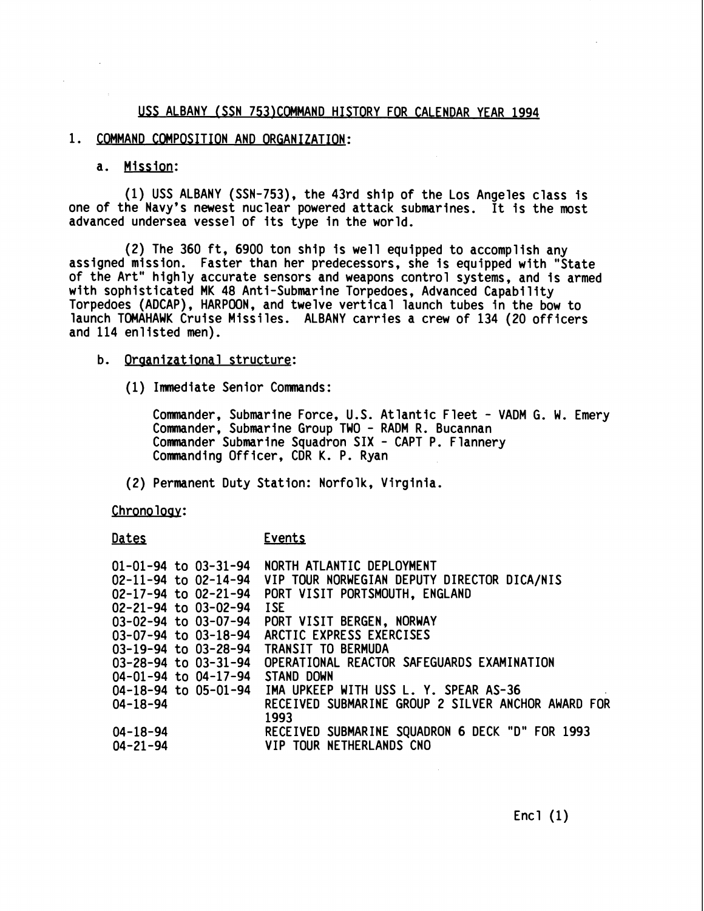# USS ALBANY (SSN 753)COMMAND HISTORY FOR CALENDAR YEAR 1994

## 1. COMMAND COMPOSITION AND ORGANIZATION:

### a. Mission:

(1) USS ALBANY (SSN-753), the 43rd ship of the Los Angeles class is one of the Navy's newest nuclear powered attack submarines. It is the most advanced undersea vessel of its type in the world.

(2) The 360 ft, 6900 ton ship is well equipped to accomplish any assigned mission. Faster than her predecessors, she is equipped with "State of the Art" highly accurate sensors and weapons control systems, and is armed with sophisticated MK 48 Anti-Submarine Torpedoes, Advanced Capability Torpedoes (ADCAP), HARPOON, and twelve vertical launch tubes in the bow to launch TOMAHAWK Cruise Missiles. ALBANY carries a crew of 134 (20 officers and 114 enlisted men).

### b. Organizational structure:

(1) Immediate Senior Commands:

Commander, Submarine Force, U.S. Atlantic Fleet - VADM G. W. Emery
Commander, Submarine Group TWO - RADM R. Bucannan
Commander Submarine Squadron SIX - CAPT P. Flannery
Commanding Officer, CDR K. P. Ryan

(2) Permanent Duty Station: Norfolk, Virginia.

### Chronology:

| Dates | Events |
|---|---|
| 01-01-94 to 03-31-94 | NORTH ATLANTIC DEPLOYMENT |
| 02-11-94 to 02-14-94 | VIP TOUR NORWEGIAN DEPUTY DIRECTOR DICA/NIS |
| 02-17-94 to 02-21-94 | PORT VISIT PORTSMOUTH, ENGLAND |
| 02-21-94 to 03-02-94 | ISE |
| 03-02-94 to 03-07-94 | PORT VISIT BERGEN, NORWAY |
| 03-07-94 to 03-18-94 | ARCTIC EXPRESS EXERCISES |
| 03-19-94 to 03-28-94 | TRANSIT TO BERMUDA |
| 03-28-94 to 03-31-94 | OPERATIONAL REACTOR SAFEGUARDS EXAMINATION |
| 04-01-94 to 04-17-94 | STAND DOWN |
| 04-18-94 to 05-01-94 | IMA UPKEEP WITH USS L. Y. SPEAR AS-36 |
| 04-18-94 | RECEIVED SUBMARINE GROUP 2 SILVER ANCHOR AWARD FOR 1993 |
| 04-18-94 | RECEIVED SUBMARINE SQUADRON 6 DECK "D" FOR 1993 |
| 04-21-94 | VIP TOUR NETHERLANDS CNO |

Encl (1)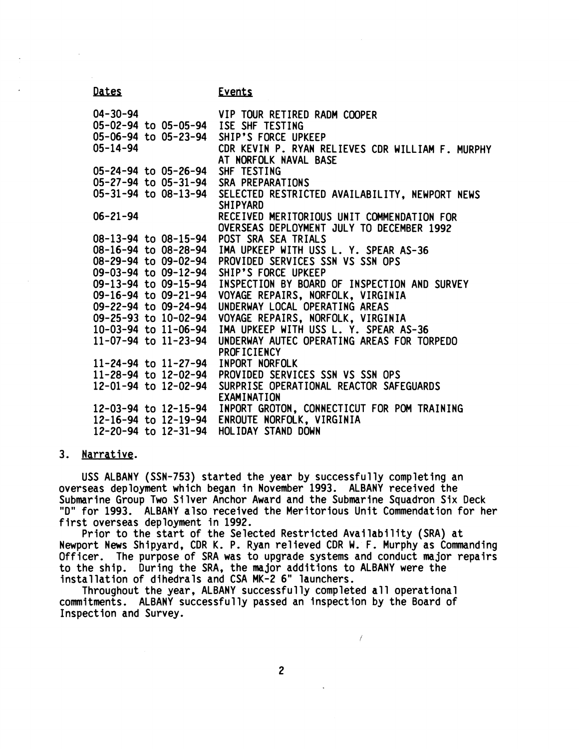| Dates | Events |
|---|---|
| 04-30-94 | VIP TOUR RETIRED RADM COOPER |
| 05-02-94 to 05-05-94 | ISE SHF TESTING |
| 05-06-94 to 05-23-94 | SHIP'S FORCE UPKEEP |
| 05-14-94 | CDR KEVIN P. RYAN RELIEVES CDR WILLIAM F. MURPHY AT NORFOLK NAVAL BASE |
| 05-24-94 to 05-26-94 | SHF TESTING |
| 05-27-94 to 05-31-94 | SRA PREPARATIONS |
| 05-31-94 to 08-13-94 | SELECTED RESTRICTED AVAILABILITY, NEWPORT NEWS SHIPYARD |
| 06-21-94 | RECEIVED MERITORIOUS UNIT COMMENDATION FOR OVERSEAS DEPLOYMENT JULY TO DECEMBER 1992 |
| 08-13-94 to 08-15-94 | POST SRA SEA TRIALS |
| 08-16-94 to 08-28-94 | IMA UPKEEP WITH USS L. Y. SPEAR AS-36 |
| 08-29-94 to 09-02-94 | PROVIDED SERVICES SSN VS SSN OPS |
| 09-03-94 to 09-12-94 | SHIP'S FORCE UPKEEP |
| 09-13-94 to 09-15-94 | INSPECTION BY BOARD OF INSPECTION AND SURVEY |
| 09-16-94 to 09-21-94 | VOYAGE REPAIRS, NORFOLK, VIRGINIA |
| 09-22-94 to 09-24-94 | UNDERWAY LOCAL OPERATING AREAS |
| 09-25-93 to 10-02-94 | VOYAGE REPAIRS, NORFOLK, VIRGINIA |
| 10-03-94 to 11-06-94 | IMA UPKEEP WITH USS L. Y. SPEAR AS-36 |
| 11-07-94 to 11-23-94 | UNDERWAY AUTEC OPERATING AREAS FOR TORPEDO PROFICIENCY |
| 11-24-94 to 11-27-94 | INPORT NORFOLK |
| 11-28-94 to 12-02-94 | PROVIDED SERVICES SSN VS SSN OPS |
| 12-01-94 to 12-02-94 | SURPRISE OPERATIONAL REACTOR SAFEGUARDS EXAMINATION |
| 12-03-94 to 12-15-94 | INPORT GROTON, CONNECTICUT FOR POM TRAINING |
| 12-16-94 to 12-19-94 | ENROUTE NORFOLK, VIRGINIA |
| 12-20-94 to 12-31-94 | HOLIDAY STAND DOWN |

3. Narrative.

USS ALBANY (SSN-753) started the year by successfully completing an overseas deployment which began in November 1993. ALBANY received the Submarine Group Two Silver Anchor Award and the Submarine Squadron Six Deck "D" for 1993. ALBANY also received the Meritorious Unit Commendation for her first overseas deployment in 1992.

Prior to the start of the Selected Restricted Availability (SRA) at Newport News Shipyard, CDR K. P. Ryan relieved CDR W. F. Murphy as Commanding Officer. The purpose of SRA was to upgrade systems and conduct major repairs to the ship. During the SRA, the major additions to ALBANY were the installation of dihedrals and CSA MK-2 6" launchers.

Throughout the year, ALBANY successfully completed all operational commitments. ALBANY successfully passed an inspection by the Board of Inspection and Survey.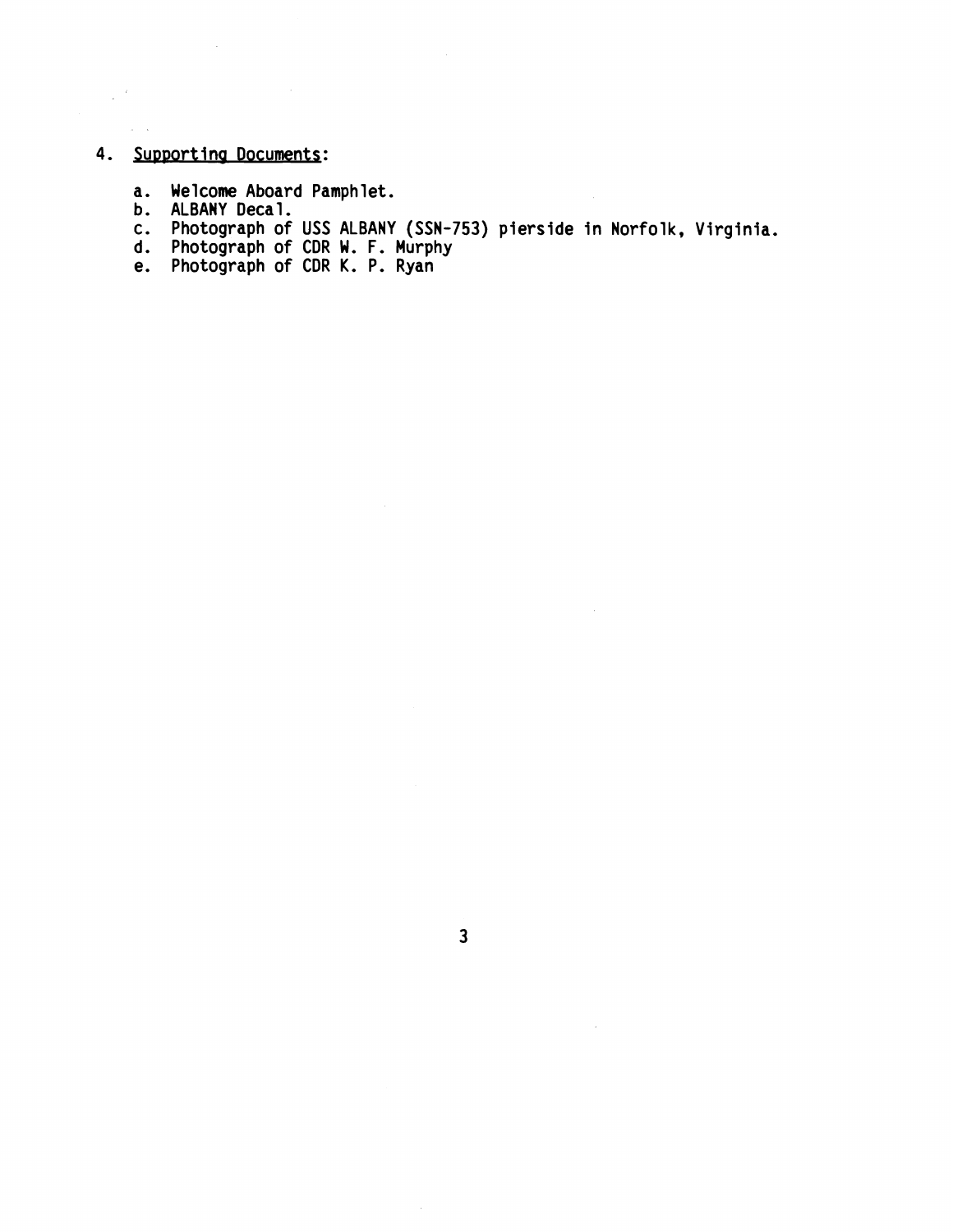4. <u>Supporting Documents</u>:

   a. Welcome Aboard Pamphlet.
   b. ALBANY Decal.
   c. Photograph of USS ALBANY (SSN-753) pierside in Norfolk, Virginia.
   d. Photograph of CDR W. F. Murphy
   e. Photograph of CDR K. P. Ryan